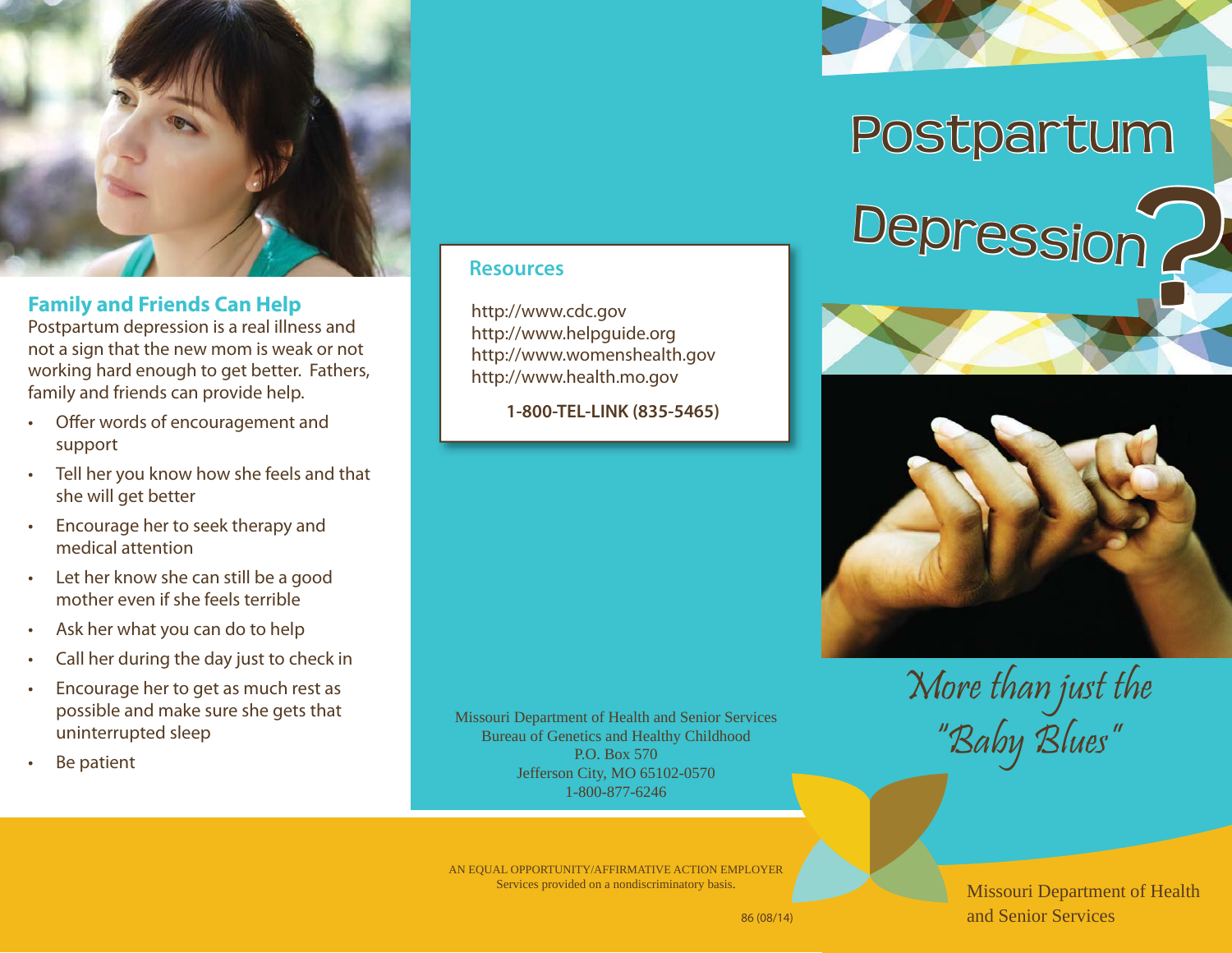## Family and Friends Can Help

Postpartum depression is a real illness and not a sign that the new mom is weak or not working hard enough to get better. Fathers, family and friends can provide help.

- Offer words of encouragement and support
- Tell her you know how she feels and that she will get better
- Encourage her to seek therapy and medical attention
- Let her know she can still be a good mother even if she feels terrible
- Ask her what you can do to help
- Call her during the day just to check in
- Encourage her to get as much rest as possible and make sure she gets that uninterrupted sleep
- Be patient

## Resources

http://www.cdc.gov
http://www.helpguide.org
http://www.womenshealth.gov
http://www.health.mo.gov

**1-800-TEL-LINK (835-5465)**

Missouri Department of Health and Senior Services
Bureau of Genetics and Healthy Childhood
P.O. Box 570
Jefferson City, MO 65102-0570
1-800-877-6246

AN EQUAL OPPORTUNITY/AFFIRMATIVE ACTION EMPLOYER
Services provided on a nondiscriminatory basis.

86 (08/14)

# Postpartum Depression?

*More than just the "Baby Blues"*

Missouri Department of Health and Senior Services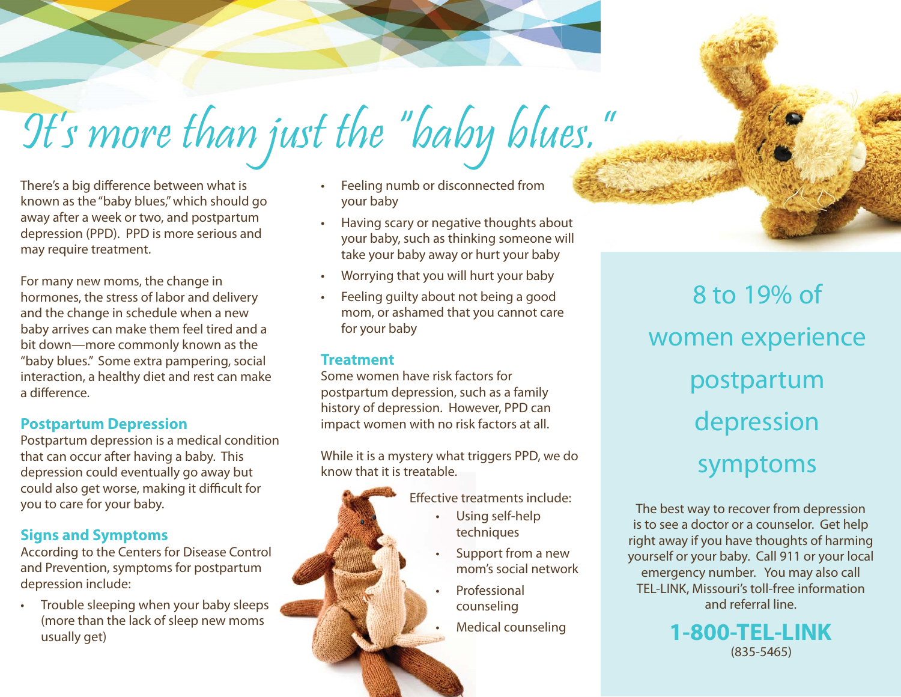# It's more than just the "baby blues."

There's a big difference between what is known as the "baby blues," which should go away after a week or two, and postpartum depression (PPD). PPD is more serious and may require treatment.

For many new moms, the change in hormones, the stress of labor and delivery and the change in schedule when a new baby arrives can make them feel tired and a bit down—more commonly known as the "baby blues." Some extra pampering, social interaction, a healthy diet and rest can make a difference.

## Postpartum Depression

Postpartum depression is a medical condition that can occur after having a baby. This depression could eventually go away but could also get worse, making it difficult for you to care for your baby.

## Signs and Symptoms

According to the Centers for Disease Control and Prevention, symptoms for postpartum depression include:

- Trouble sleeping when your baby sleeps (more than the lack of sleep new moms usually get)
- Feeling numb or disconnected from your baby
- Having scary or negative thoughts about your baby, such as thinking someone will take your baby away or hurt your baby
- Worrying that you will hurt your baby
- Feeling guilty about not being a good mom, or ashamed that you cannot care for your baby

## Treatment

Some women have risk factors for postpartum depression, such as a family history of depression. However, PPD can impact women with no risk factors at all.

While it is a mystery what triggers PPD, we do know that it is treatable.

Effective treatments include:

- Using self-help techniques
- Support from a new mom's social network
- Professional counseling
- Medical counseling

8 to 19% of women experience postpartum depression symptoms

The best way to recover from depression is to see a doctor or a counselor. Get help right away if you have thoughts of harming yourself or your baby. Call 911 or your local emergency number. You may also call TEL-LINK, Missouri's toll-free information and referral line.

**1-800-TEL-LINK**
(835-5465)